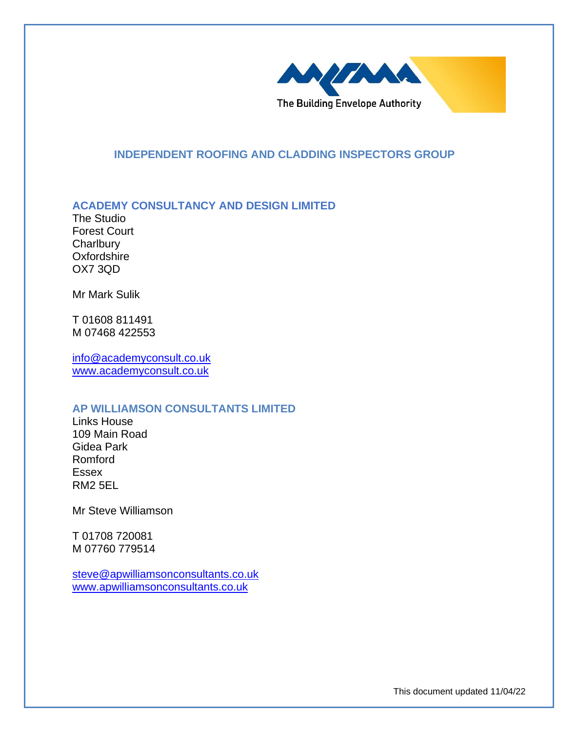The Building Envelope Authority

# INDEPENDENT ROOFING AND CLADDING INSPECTORS GROUP

## ACADEMY CONSULTANCY AND DESIGN LIMITED

The Studio
Forest Court
Charlbury
Oxfordshire
OX7 3QD

Mr Mark Sulik

T 01608 811491
M 07468 422553

info@academyconsult.co.uk
www.academyconsult.co.uk

## AP WILLIAMSON CONSULTANTS LIMITED

Links House
109 Main Road
Gidea Park
Romford
Essex
RM2 5EL

Mr Steve Williamson

T 01708 720081
M 07760 779514

steve@apwilliamsonconsultants.co.uk
www.apwilliamsonconsultants.co.uk

This document updated 11/04/22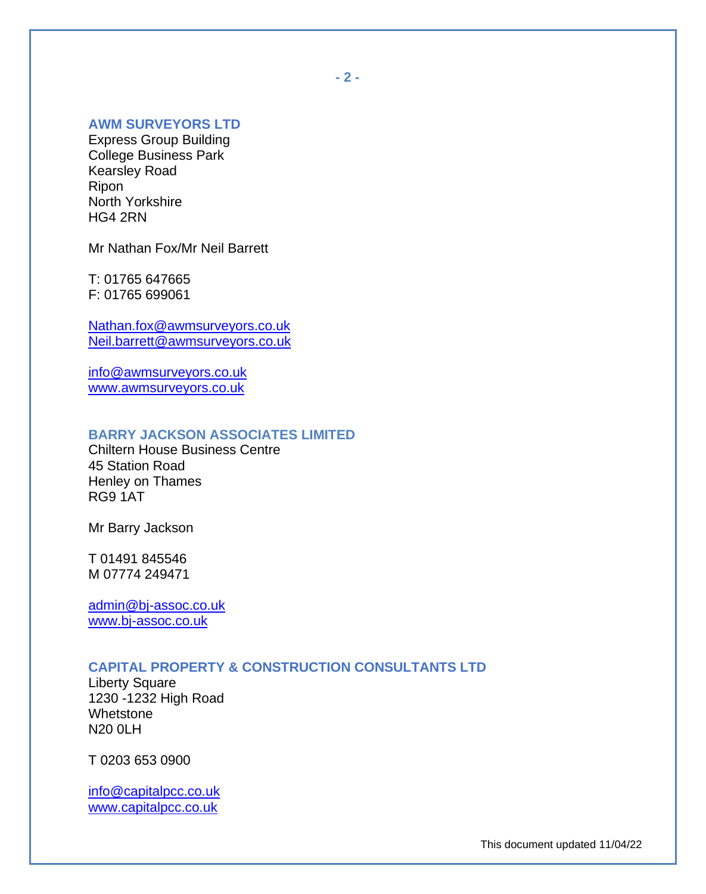## AWM SURVEYORS LTD

Express Group Building
College Business Park
Kearsley Road
Ripon
North Yorkshire
HG4 2RN

Mr Nathan Fox/Mr Neil Barrett

T: 01765 647665
F: 01765 699061

Nathan.fox@awmsurveyors.co.uk
Neil.barrett@awmsurveyors.co.uk

info@awmsurveyors.co.uk
www.awmsurveyors.co.uk

## BARRY JACKSON ASSOCIATES LIMITED

Chiltern House Business Centre
45 Station Road
Henley on Thames
RG9 1AT

Mr Barry Jackson

T 01491 845546
M 07774 249471

admin@bj-assoc.co.uk
www.bj-assoc.co.uk

## CAPITAL PROPERTY & CONSTRUCTION CONSULTANTS LTD

Liberty Square
1230 -1232 High Road
Whetstone
N20 0LH

T 0203 653 0900

info@capitalpcc.co.uk
www.capitalpcc.co.uk

This document updated 11/04/22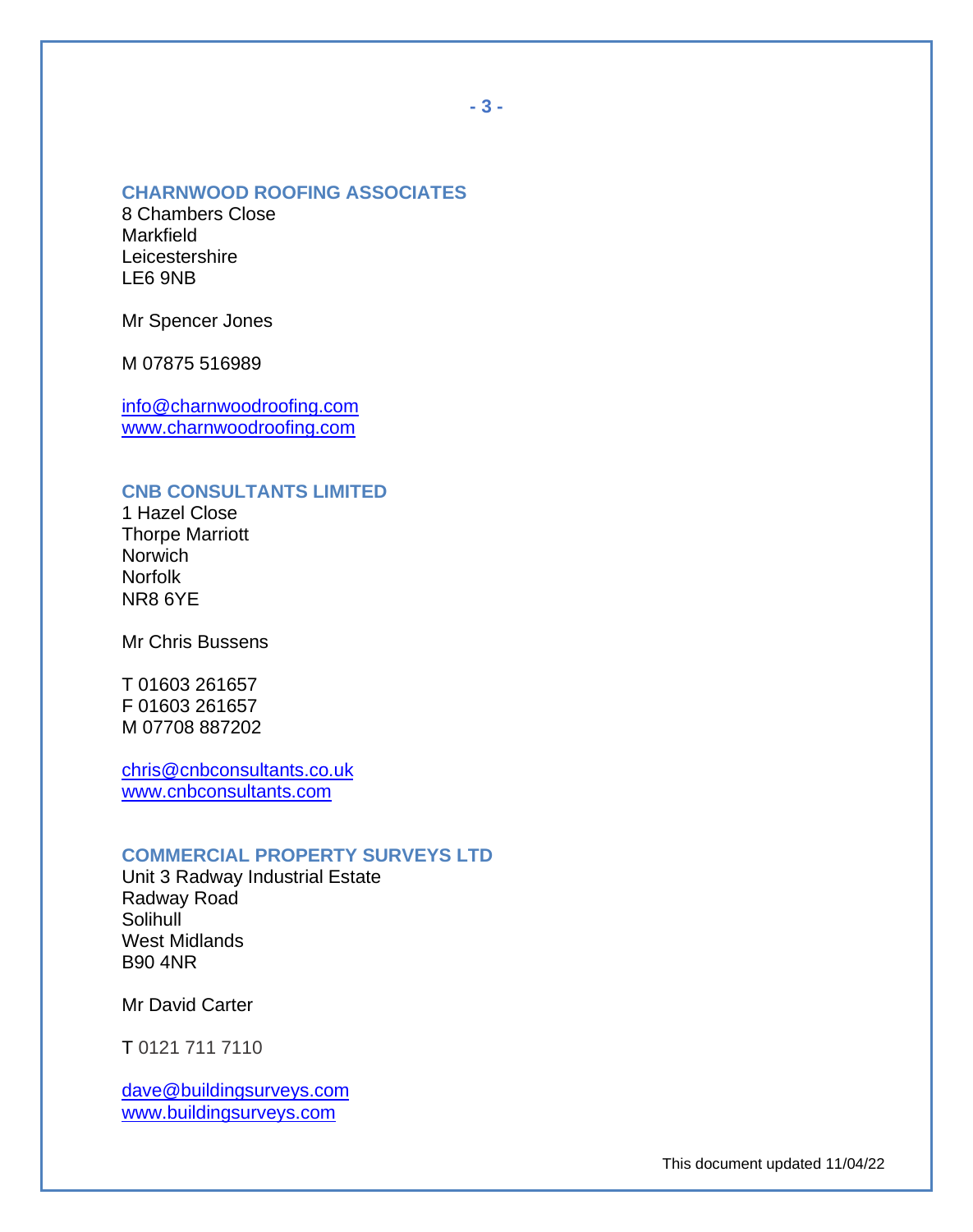## CHARNWOOD ROOFING ASSOCIATES

8 Chambers Close
Markfield
Leicestershire
LE6 9NB

Mr Spencer Jones

M 07875 516989

info@charnwoodroofing.com
www.charnwoodroofing.com

## CNB CONSULTANTS LIMITED

1 Hazel Close
Thorpe Marriott
Norwich
Norfolk
NR8 6YE

Mr Chris Bussens

T 01603 261657
F 01603 261657
M 07708 887202

chris@cnbconsultants.co.uk
www.cnbconsultants.com

## COMMERCIAL PROPERTY SURVEYS LTD

Unit 3 Radway Industrial Estate
Radway Road
Solihull
West Midlands
B90 4NR

Mr David Carter

T 0121 711 7110

dave@buildingsurveys.com
www.buildingsurveys.com

This document updated 11/04/22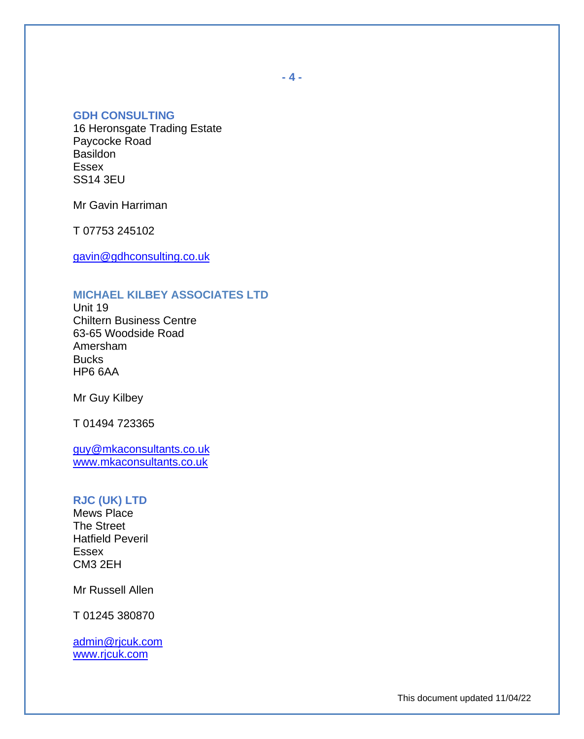## GDH CONSULTING

16 Heronsgate Trading Estate
Paycocke Road
Basildon
Essex
SS14 3EU

Mr Gavin Harriman

T 07753 245102

gavin@gdhconsulting.co.uk

## MICHAEL KILBEY ASSOCIATES LTD

Unit 19
Chiltern Business Centre
63-65 Woodside Road
Amersham
Bucks
HP6 6AA

Mr Guy Kilbey

T 01494 723365

guy@mkaconsultants.co.uk
www.mkaconsultants.co.uk

## RJC (UK) LTD

Mews Place
The Street
Hatfield Peveril
Essex
CM3 2EH

Mr Russell Allen

T 01245 380870

admin@rjcuk.com
www.rjcuk.com

This document updated 11/04/22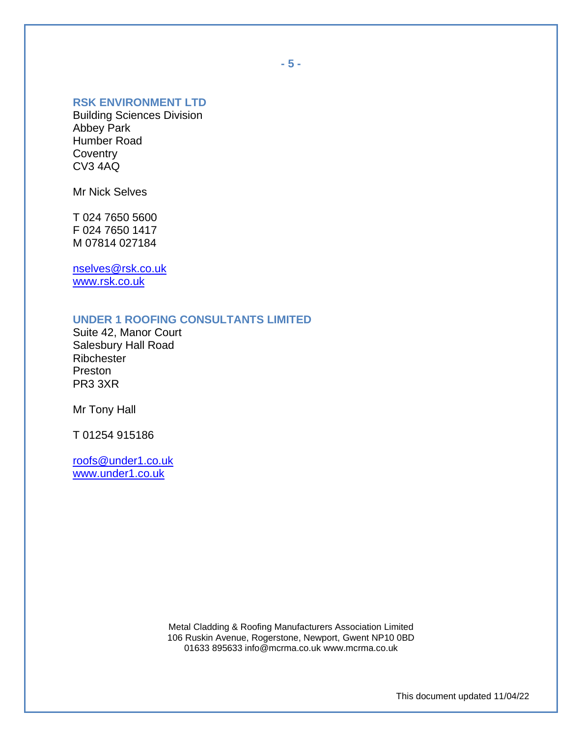### RSK ENVIRONMENT LTD

Building Sciences Division
Abbey Park
Humber Road
Coventry
CV3 4AQ

Mr Nick Selves

T 024 7650 5600
F 024 7650 1417
M 07814 027184

nselves@rsk.co.uk
www.rsk.co.uk

### UNDER 1 ROOFING CONSULTANTS LIMITED

Suite 42, Manor Court
Salesbury Hall Road
Ribchester
Preston
PR3 3XR

Mr Tony Hall

T 01254 915186

roofs@under1.co.uk
www.under1.co.uk

Metal Cladding & Roofing Manufacturers Association Limited
106 Ruskin Avenue, Rogerstone, Newport, Gwent NP10 0BD
01633 895633 info@mcrma.co.uk www.mcrma.co.uk

This document updated 11/04/22